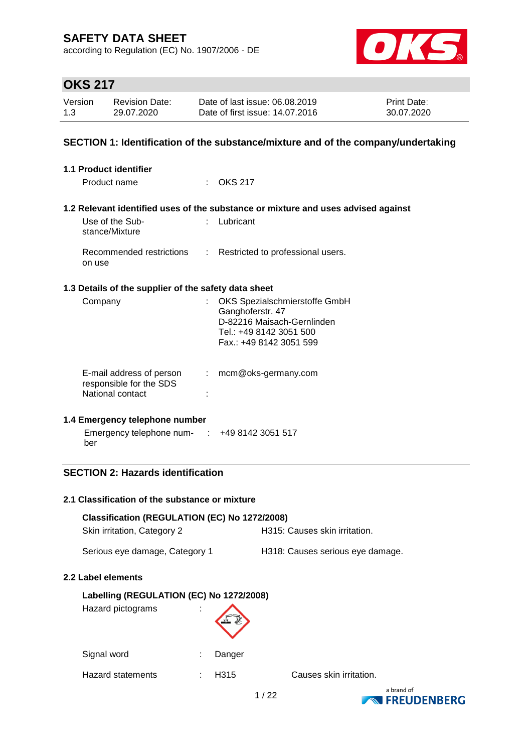# SAFETY DATA SHEET

according to Regulation (EC) No. 1907/2006 - DE

## OKS 217

| Version | Revision Date: | Date of last issue: 06.08.2019 | Print Date: |
|---|---|---|---|
| 1.3 | 29.07.2020 | Date of first issue: 14.07.2016 | 30.07.2020 |

## SECTION 1: Identification of the substance/mixture and of the company/undertaking

### 1.1 Product identifier

Product name : OKS 217

### 1.2 Relevant identified uses of the substance or mixture and uses advised against

Use of the Substance/Mixture : Lubricant

Recommended restrictions on use : Restricted to professional users.

### 1.3 Details of the supplier of the safety data sheet

Company : OKS Spezialschmierstoffe GmbH
Ganghoferstr. 47
D-82216 Maisach-Gernlinden
Tel.: +49 8142 3051 500
Fax.: +49 8142 3051 599

E-mail address of person responsible for the SDS : mcm@oks-germany.com

National contact :

### 1.4 Emergency telephone number

Emergency telephone number : +49 8142 3051 517

## SECTION 2: Hazards identification

### 2.1 Classification of the substance or mixture

**Classification (REGULATION (EC) No 1272/2008)**

Skin irritation, Category 2 — H315: Causes skin irritation.

Serious eye damage, Category 1 — H318: Causes serious eye damage.

### 2.2 Label elements

**Labelling (REGULATION (EC) No 1272/2008)**

Hazard pictograms :

Signal word : Danger

Hazard statements : H315 Causes skin irritation.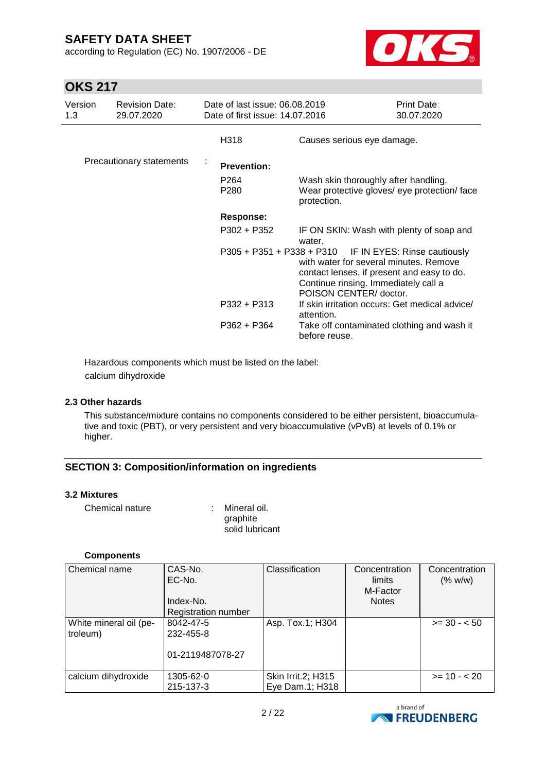| | | |
|---|---|---|
| | H318 | Causes serious eye damage. |
| Precautionary statements : | **Prevention:** | |
| | P264 | Wash skin thoroughly after handling. |
| | P280 | Wear protective gloves/ eye protection/ face protection. |
| | **Response:** | |
| | P302 + P352 | IF ON SKIN: Wash with plenty of soap and water. |
| | P305 + P351 + P338 + P310 | IF IN EYES: Rinse cautiously with water for several minutes. Remove contact lenses, if present and easy to do. Continue rinsing. Immediately call a POISON CENTER/ doctor. |
| | P332 + P313 | If skin irritation occurs: Get medical advice/ attention. |
| | P362 + P364 | Take off contaminated clothing and wash it before reuse. |

Hazardous components which must be listed on the label:
calcium dihydroxide

### 2.3 Other hazards

This substance/mixture contains no components considered to be either persistent, bioaccumulative and toxic (PBT), or very persistent and very bioaccumulative (vPvB) at levels of 0.1% or higher.

## SECTION 3: Composition/information on ingredients

### 3.2 Mixtures

Chemical nature : Mineral oil.
graphite
solid lubricant

**Components**

| Chemical name | CAS-No.<br>EC-No.<br><br>Index-No.<br>Registration number | Classification | Concentration limits<br>M-Factor<br>Notes | Concentration (% w/w) |
|---|---|---|---|---|
| White mineral oil (petroleum) | 8042-47-5<br>232-455-8<br><br>01-2119487078-27 | Asp. Tox.1; H304 | | >= 30 - < 50 |
| calcium dihydroxide | 1305-62-0<br>215-137-3 | Skin Irrit.2; H315<br>Eye Dam.1; H318 | | >= 10 - < 20 |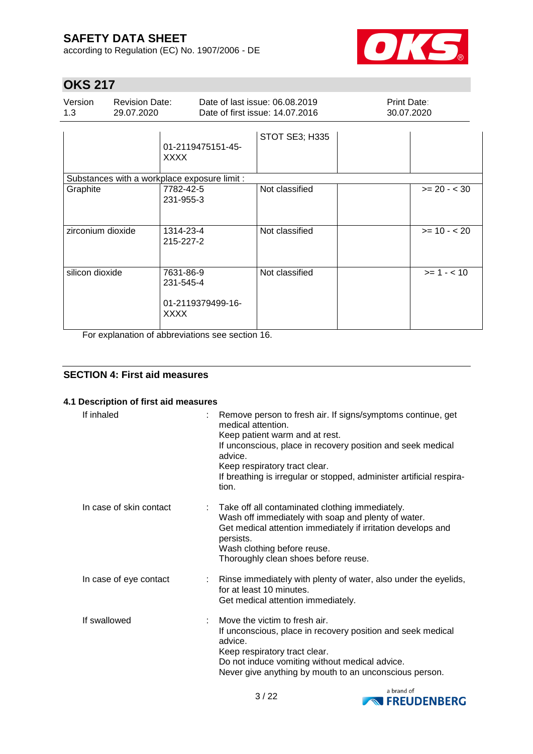| | | | | |
|---|---|---|---|---|
| | 01-2119475151-45-XXXX | STOT SE3; H335 | | |
| Substances with a workplace exposure limit : | | | | |
| Graphite | 7782-42-5<br>231-955-3 | Not classified | | >= 20 - < 30 |
| zirconium dioxide | 1314-23-4<br>215-227-2 | Not classified | | >= 10 - < 20 |
| silicon dioxide | 7631-86-9<br>231-545-4<br><br>01-2119379499-16-XXXX | Not classified | | >= 1 - < 10 |

For explanation of abbreviations see section 16.

## SECTION 4: First aid measures

### 4.1 Description of first aid measures

**If inhaled** : Remove person to fresh air. If signs/symptoms continue, get medical attention.
Keep patient warm and at rest.
If unconscious, place in recovery position and seek medical advice.
Keep respiratory tract clear.
If breathing is irregular or stopped, administer artificial respiration.

**In case of skin contact** : Take off all contaminated clothing immediately.
Wash off immediately with soap and plenty of water.
Get medical attention immediately if irritation develops and persists.
Wash clothing before reuse.
Thoroughly clean shoes before reuse.

**In case of eye contact** : Rinse immediately with plenty of water, also under the eyelids, for at least 10 minutes.
Get medical attention immediately.

**If swallowed** : Move the victim to fresh air.
If unconscious, place in recovery position and seek medical advice.
Keep respiratory tract clear.
Do not induce vomiting without medical advice.
Never give anything by mouth to an unconscious person.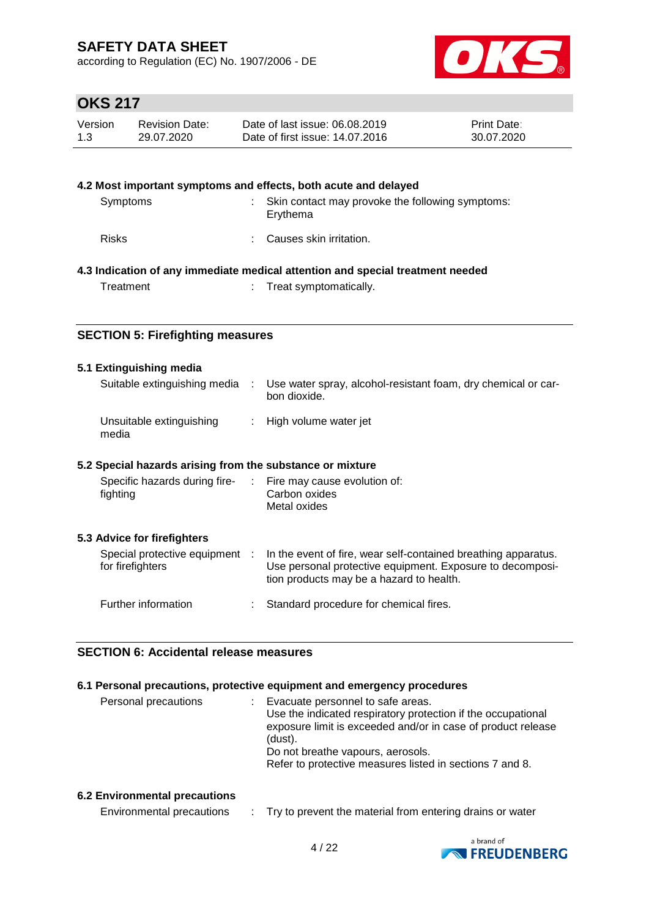### 4.2 Most important symptoms and effects, both acute and delayed

| | |
|---|---|
| Symptoms | : Skin contact may provoke the following symptoms: Erythema |
| Risks | : Causes skin irritation. |

### 4.3 Indication of any immediate medical attention and special treatment needed

| | |
|---|---|
| Treatment | : Treat symptomatically. |

## SECTION 5: Firefighting measures

### 5.1 Extinguishing media

| | |
|---|---|
| Suitable extinguishing media | : Use water spray, alcohol-resistant foam, dry chemical or carbon dioxide. |
| Unsuitable extinguishing media | : High volume water jet |

### 5.2 Special hazards arising from the substance or mixture

| | |
|---|---|
| Specific hazards during firefighting | : Fire may cause evolution of:<br>Carbon oxides<br>Metal oxides |

### 5.3 Advice for firefighters

| | |
|---|---|
| Special protective equipment for firefighters | : In the event of fire, wear self-contained breathing apparatus. Use personal protective equipment. Exposure to decomposition products may be a hazard to health. |
| Further information | : Standard procedure for chemical fires. |

## SECTION 6: Accidental release measures

### 6.1 Personal precautions, protective equipment and emergency procedures

| | |
|---|---|
| Personal precautions | : Evacuate personnel to safe areas.<br>Use the indicated respiratory protection if the occupational exposure limit is exceeded and/or in case of product release (dust).<br>Do not breathe vapours, aerosols.<br>Refer to protective measures listed in sections 7 and 8. |

### 6.2 Environmental precautions

| | |
|---|---|
| Environmental precautions | : Try to prevent the material from entering drains or water |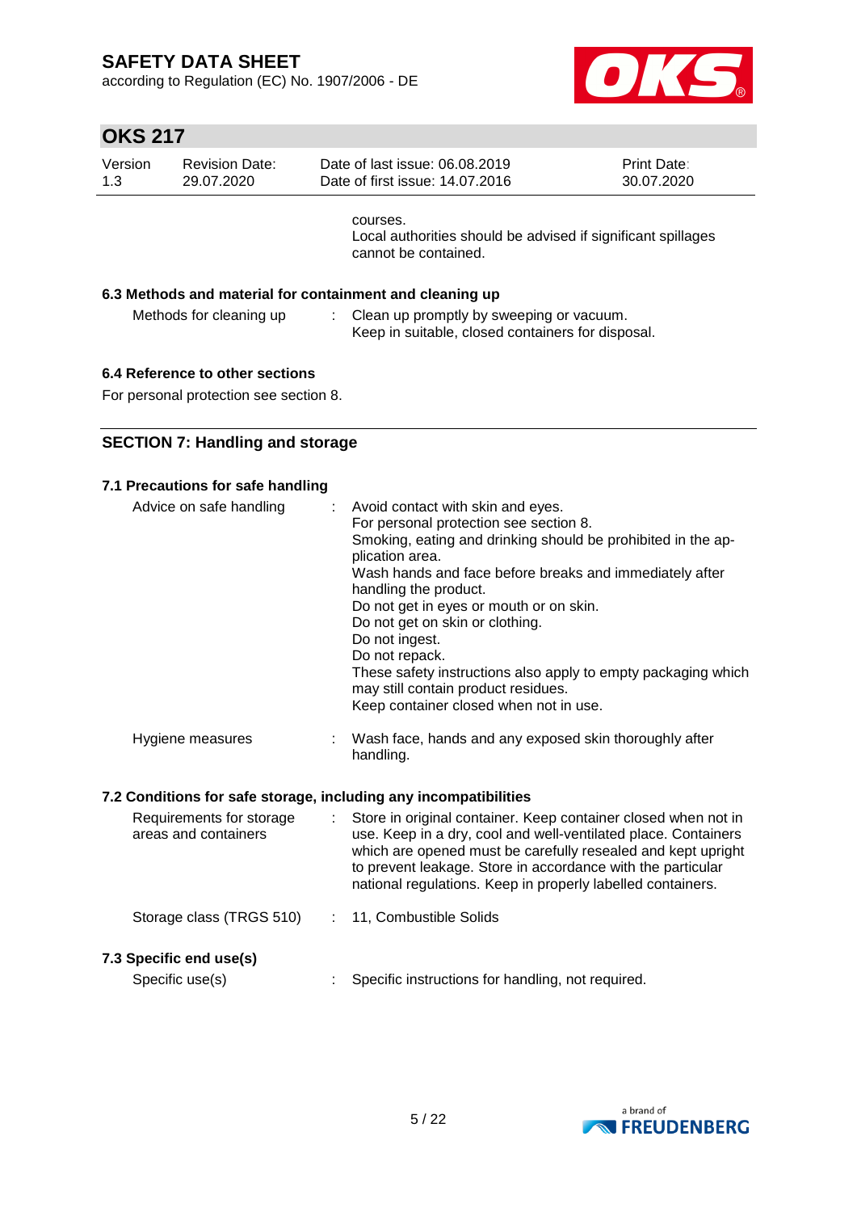courses.
Local authorities should be advised if significant spillages cannot be contained.

### 6.3 Methods and material for containment and cleaning up

| | | |
|---|---|---|
| Methods for cleaning up | : | Clean up promptly by sweeping or vacuum. Keep in suitable, closed containers for disposal. |

### 6.4 Reference to other sections

For personal protection see section 8.

## SECTION 7: Handling and storage

### 7.1 Precautions for safe handling

| | | |
|---|---|---|
| Advice on safe handling | : | Avoid contact with skin and eyes.<br>For personal protection see section 8.<br>Smoking, eating and drinking should be prohibited in the application area.<br>Wash hands and face before breaks and immediately after handling the product.<br>Do not get in eyes or mouth or on skin.<br>Do not get on skin or clothing.<br>Do not ingest.<br>Do not repack.<br>These safety instructions also apply to empty packaging which may still contain product residues.<br>Keep container closed when not in use. |
| Hygiene measures | : | Wash face, hands and any exposed skin thoroughly after handling. |

### 7.2 Conditions for safe storage, including any incompatibilities

| | | |
|---|---|---|
| Requirements for storage areas and containers | : | Store in original container. Keep container closed when not in use. Keep in a dry, cool and well-ventilated place. Containers which are opened must be carefully resealed and kept upright to prevent leakage. Store in accordance with the particular national regulations. Keep in properly labelled containers. |
| Storage class (TRGS 510) | : | 11, Combustible Solids |

### 7.3 Specific end use(s)

| | | |
|---|---|---|
| Specific use(s) | : | Specific instructions for handling, not required. |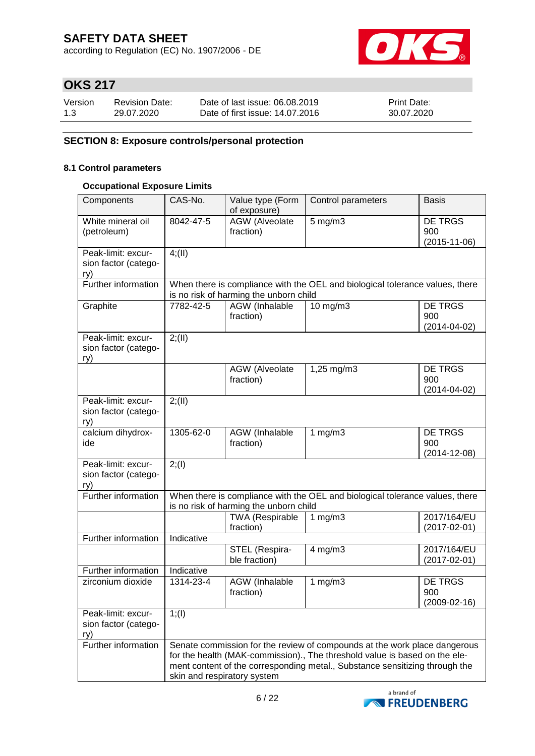# SAFETY DATA SHEET

according to Regulation (EC) No. 1907/2006 - DE

## OKS 217

| Version | Revision Date: | Date of last issue: 06.08.2019 | Print Date: |
|---|---|---|---|
| 1.3 | 29.07.2020 | Date of first issue: 14.07.2016 | 30.07.2020 |

## SECTION 8: Exposure controls/personal protection

### 8.1 Control parameters

**Occupational Exposure Limits**

| Components | CAS-No. | Value type (Form of exposure) | Control parameters | Basis |
|---|---|---|---|---|
| White mineral oil (petroleum) | 8042-47-5 | AGW (Alveolate fraction) | 5 mg/m3 | DE TRGS 900 (2015-11-06) |
| Peak-limit: excursion factor (category) | 4;(II) | | | |
| Further information | When there is compliance with the OEL and biological tolerance values, there is no risk of harming the unborn child | | | |
| Graphite | 7782-42-5 | AGW (Inhalable fraction) | 10 mg/m3 | DE TRGS 900 (2014-04-02) |
| Peak-limit: excursion factor (category) | 2;(II) | | | |
| | | AGW (Alveolate fraction) | 1,25 mg/m3 | DE TRGS 900 (2014-04-02) |
| Peak-limit: excursion factor (category) | 2;(II) | | | |
| calcium dihydroxide | 1305-62-0 | AGW (Inhalable fraction) | 1 mg/m3 | DE TRGS 900 (2014-12-08) |
| Peak-limit: excursion factor (category) | 2;(I) | | | |
| Further information | When there is compliance with the OEL and biological tolerance values, there is no risk of harming the unborn child | | | |
| | | TWA (Respirable fraction) | 1 mg/m3 | 2017/164/EU (2017-02-01) |
| Further information | Indicative | | | |
| | | STEL (Respirable fraction) | 4 mg/m3 | 2017/164/EU (2017-02-01) |
| Further information | Indicative | | | |
| zirconium dioxide | 1314-23-4 | AGW (Inhalable fraction) | 1 mg/m3 | DE TRGS 900 (2009-02-16) |
| Peak-limit: excursion factor (category) | 1;(I) | | | |
| Further information | Senate commission for the review of compounds at the work place dangerous for the health (MAK-commission)., The threshold value is based on the element content of the corresponding metal., Substance sensitizing through the skin and respiratory system | | | |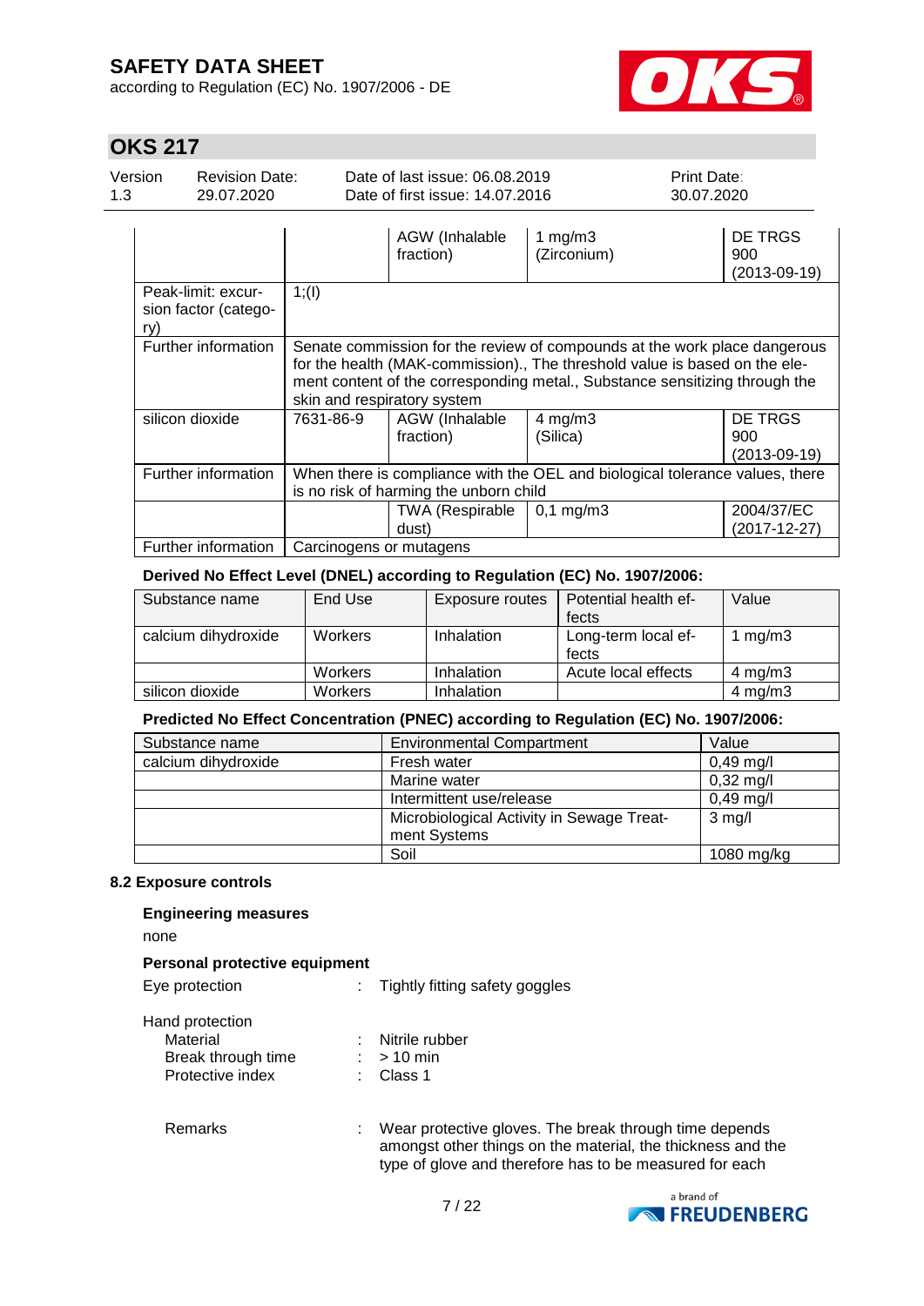| | | AGW (Inhalable fraction) | 1 mg/m3 (Zirconium) | DE TRGS 900 (2013-09-19) |
|---|---|---|---|---|
| Peak-limit: excursion factor (category) | 1;(I) | | | |
| Further information | Senate commission for the review of compounds at the work place dangerous for the health (MAK-commission)., The threshold value is based on the element content of the corresponding metal., Substance sensitizing through the skin and respiratory system | | | |
| silicon dioxide | 7631-86-9 | AGW (Inhalable fraction) | 4 mg/m3 (Silica) | DE TRGS 900 (2013-09-19) |
| Further information | When there is compliance with the OEL and biological tolerance values, there is no risk of harming the unborn child | | | |
| | | TWA (Respirable dust) | 0,1 mg/m3 | 2004/37/EC (2017-12-27) |
| Further information | Carcinogens or mutagens | | | |

**Derived No Effect Level (DNEL) according to Regulation (EC) No. 1907/2006:**

| Substance name | End Use | Exposure routes | Potential health effects | Value |
|---|---|---|---|---|
| calcium dihydroxide | Workers | Inhalation | Long-term local effects | 1 mg/m3 |
| | Workers | Inhalation | Acute local effects | 4 mg/m3 |
| silicon dioxide | Workers | Inhalation | | 4 mg/m3 |

**Predicted No Effect Concentration (PNEC) according to Regulation (EC) No. 1907/2006:**

| Substance name | Environmental Compartment | Value |
|---|---|---|
| calcium dihydroxide | Fresh water | 0,49 mg/l |
| | Marine water | 0,32 mg/l |
| | Intermittent use/release | 0,49 mg/l |
| | Microbiological Activity in Sewage Treatment Systems | 3 mg/l |
| | Soil | 1080 mg/kg |

### 8.2 Exposure controls

**Engineering measures**

none

**Personal protective equipment**

Eye protection : Tightly fitting safety goggles

Hand protection
- Material : Nitrile rubber
- Break through time : > 10 min
- Protective index : Class 1

Remarks : Wear protective gloves. The break through time depends amongst other things on the material, the thickness and the type of glove and therefore has to be measured for each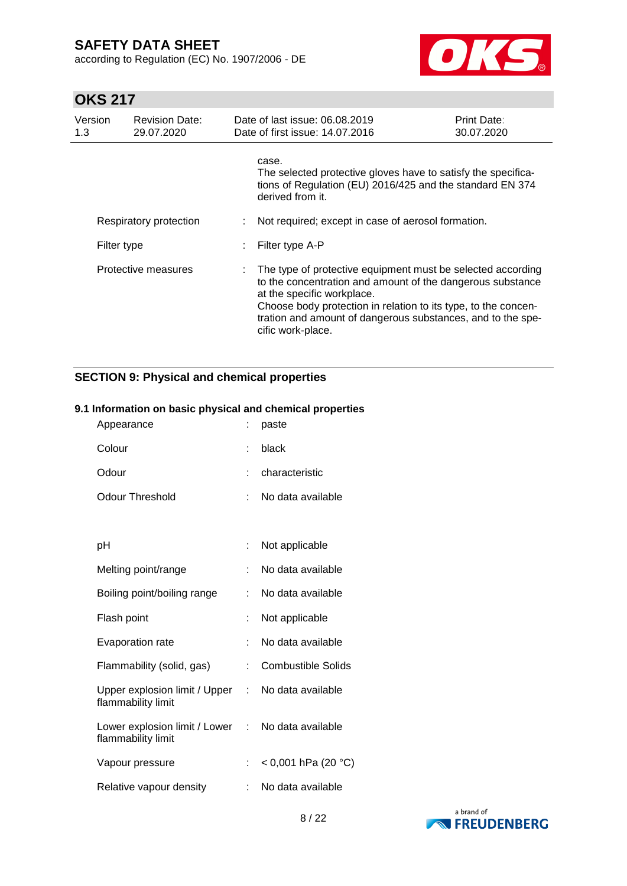case.
The selected protective gloves have to satisfy the specifications of Regulation (EU) 2016/425 and the standard EN 374 derived from it.

| | | |
|---|---|---|
| Respiratory protection | : | Not required; except in case of aerosol formation. |
| Filter type | : | Filter type A-P |
| Protective measures | : | The type of protective equipment must be selected according to the concentration and amount of the dangerous substance at the specific workplace. Choose body protection in relation to its type, to the concentration and amount of dangerous substances, and to the specific work-place. |

## SECTION 9: Physical and chemical properties

### 9.1 Information on basic physical and chemical properties

| | | |
|---|---|---|
| Appearance | : | paste |
| Colour | : | black |
| Odour | : | characteristic |
| Odour Threshold | : | No data available |
| pH | : | Not applicable |
| Melting point/range | : | No data available |
| Boiling point/boiling range | : | No data available |
| Flash point | : | Not applicable |
| Evaporation rate | : | No data available |
| Flammability (solid, gas) | : | Combustible Solids |
| Upper explosion limit / Upper flammability limit | : | No data available |
| Lower explosion limit / Lower flammability limit | : | No data available |
| Vapour pressure | : | < 0,001 hPa (20 °C) |
| Relative vapour density | : | No data available |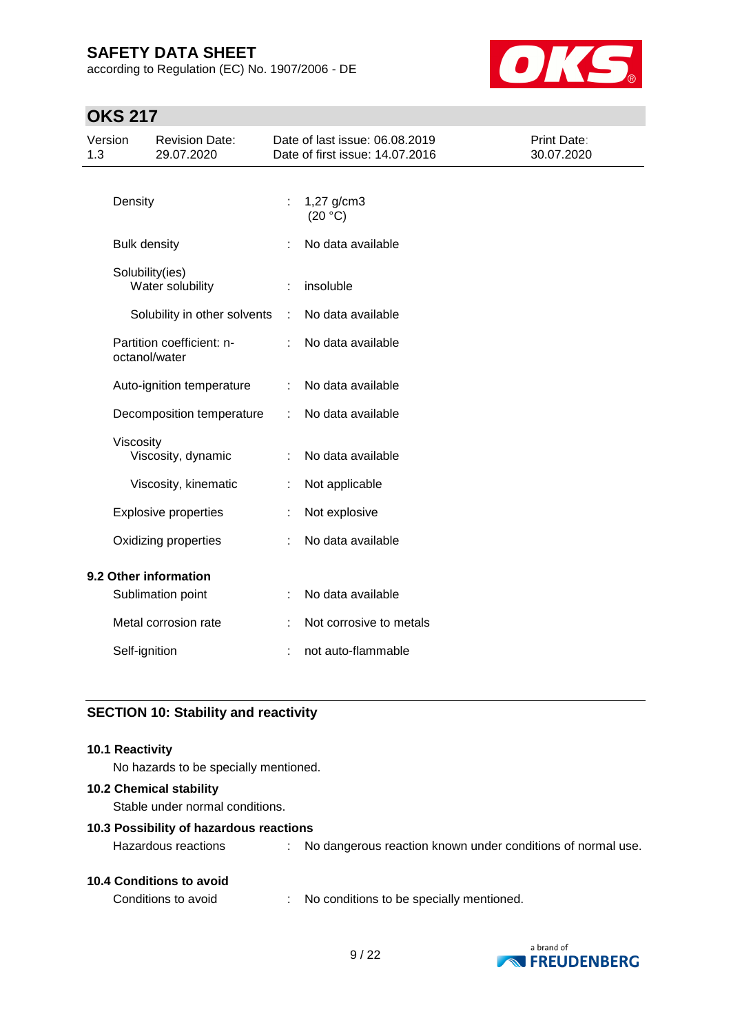| | | |
|---|---|---|
| Density | : | 1,27 g/cm3 (20 °C) |
| Bulk density | : | No data available |
| Solubility(ies) | | |
| Water solubility | : | insoluble |
| Solubility in other solvents | : | No data available |
| Partition coefficient: n-octanol/water | : | No data available |
| Auto-ignition temperature | : | No data available |
| Decomposition temperature | : | No data available |
| Viscosity | | |
| Viscosity, dynamic | : | No data available |
| Viscosity, kinematic | : | Not applicable |
| Explosive properties | : | Not explosive |
| Oxidizing properties | : | No data available |

**9.2 Other information**

| | | |
|---|---|---|
| Sublimation point | : | No data available |
| Metal corrosion rate | : | Not corrosive to metals |
| Self-ignition | : | not auto-flammable |

## SECTION 10: Stability and reactivity

**10.1 Reactivity**

No hazards to be specially mentioned.

**10.2 Chemical stability**

Stable under normal conditions.

**10.3 Possibility of hazardous reactions**

Hazardous reactions : No dangerous reaction known under conditions of normal use.

**10.4 Conditions to avoid**

Conditions to avoid : No conditions to be specially mentioned.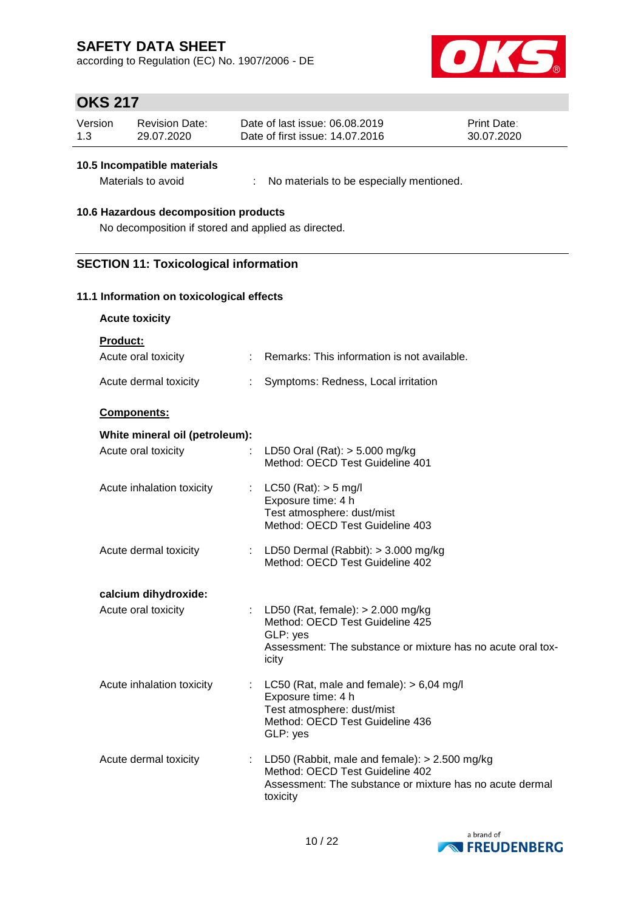### 10.5 Incompatible materials

Materials to avoid : No materials to be especially mentioned.

### 10.6 Hazardous decomposition products

No decomposition if stored and applied as directed.

## SECTION 11: Toxicological information

### 11.1 Information on toxicological effects

**Acute toxicity**

**Product:**

Acute oral toxicity : Remarks: This information is not available.

Acute dermal toxicity : Symptoms: Redness, Local irritation

**Components:**

**White mineral oil (petroleum):**

Acute oral toxicity : LD50 Oral (Rat): > 5.000 mg/kg
Method: OECD Test Guideline 401

Acute inhalation toxicity : LC50 (Rat): > 5 mg/l
Exposure time: 4 h
Test atmosphere: dust/mist
Method: OECD Test Guideline 403

Acute dermal toxicity : LD50 Dermal (Rabbit): > 3.000 mg/kg
Method: OECD Test Guideline 402

**calcium dihydroxide:**

Acute oral toxicity : LD50 (Rat, female): > 2.000 mg/kg
Method: OECD Test Guideline 425
GLP: yes
Assessment: The substance or mixture has no acute oral toxicity

Acute inhalation toxicity : LC50 (Rat, male and female): > 6,04 mg/l
Exposure time: 4 h
Test atmosphere: dust/mist
Method: OECD Test Guideline 436
GLP: yes

Acute dermal toxicity : LD50 (Rabbit, male and female): > 2.500 mg/kg
Method: OECD Test Guideline 402
Assessment: The substance or mixture has no acute dermal toxicity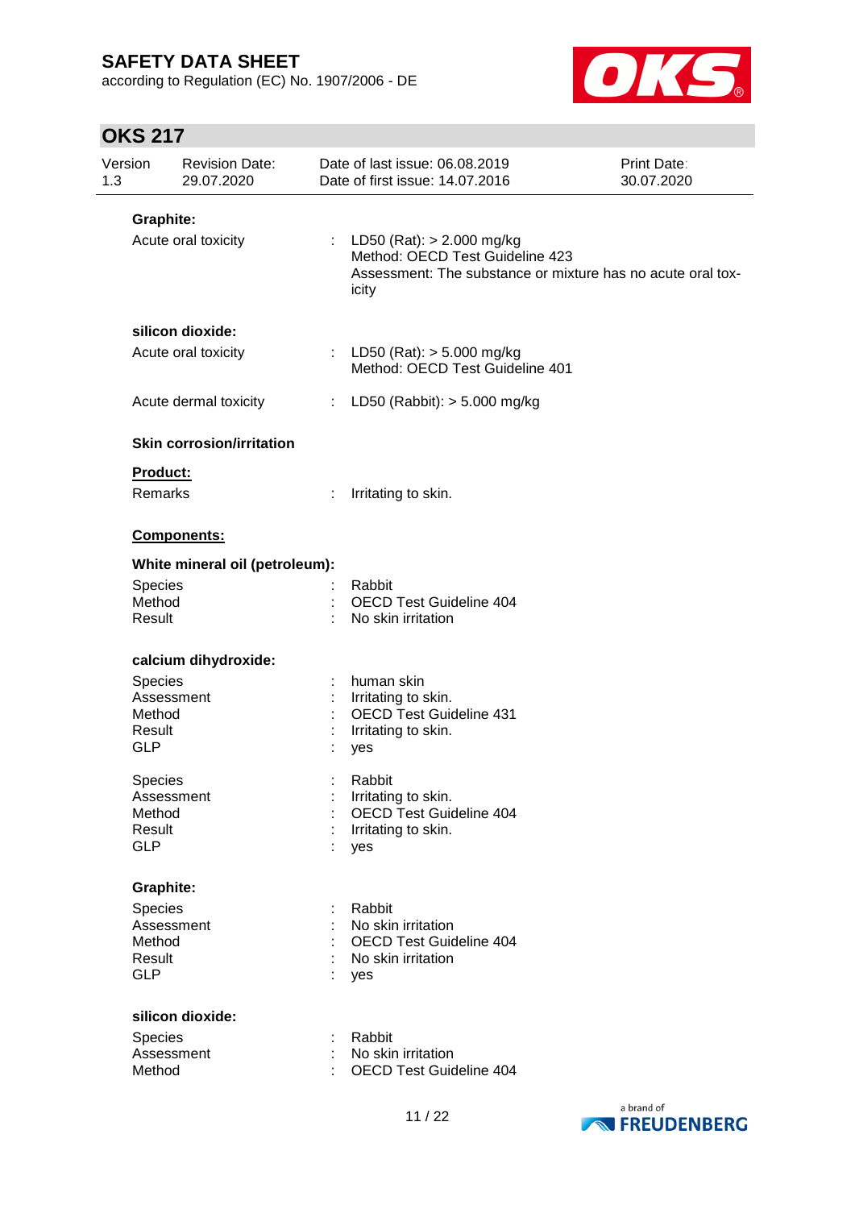**Graphite:**

| | | |
|---|---|---|
| Acute oral toxicity | : | LD50 (Rat): > 2.000 mg/kg<br>Method: OECD Test Guideline 423<br>Assessment: The substance or mixture has no acute oral toxicity |

**silicon dioxide:**

| | | |
|---|---|---|
| Acute oral toxicity | : | LD50 (Rat): > 5.000 mg/kg<br>Method: OECD Test Guideline 401 |
| Acute dermal toxicity | : | LD50 (Rabbit): > 5.000 mg/kg |

**Skin corrosion/irritation**

**Product:**

| | | |
|---|---|---|
| Remarks | : | Irritating to skin. |

**Components:**

**White mineral oil (petroleum):**

| | | |
|---|---|---|
| Species | : | Rabbit |
| Method | : | OECD Test Guideline 404 |
| Result | : | No skin irritation |

**calcium dihydroxide:**

| | | |
|---|---|---|
| Species | : | human skin |
| Assessment | : | Irritating to skin. |
| Method | : | OECD Test Guideline 431 |
| Result | : | Irritating to skin. |
| GLP | : | yes |

| | | |
|---|---|---|
| Species | : | Rabbit |
| Assessment | : | Irritating to skin. |
| Method | : | OECD Test Guideline 404 |
| Result | : | Irritating to skin. |
| GLP | : | yes |

**Graphite:**

| | | |
|---|---|---|
| Species | : | Rabbit |
| Assessment | : | No skin irritation |
| Method | : | OECD Test Guideline 404 |
| Result | : | No skin irritation |
| GLP | : | yes |

**silicon dioxide:**

| | | |
|---|---|---|
| Species | : | Rabbit |
| Assessment | : | No skin irritation |
| Method | : | OECD Test Guideline 404 |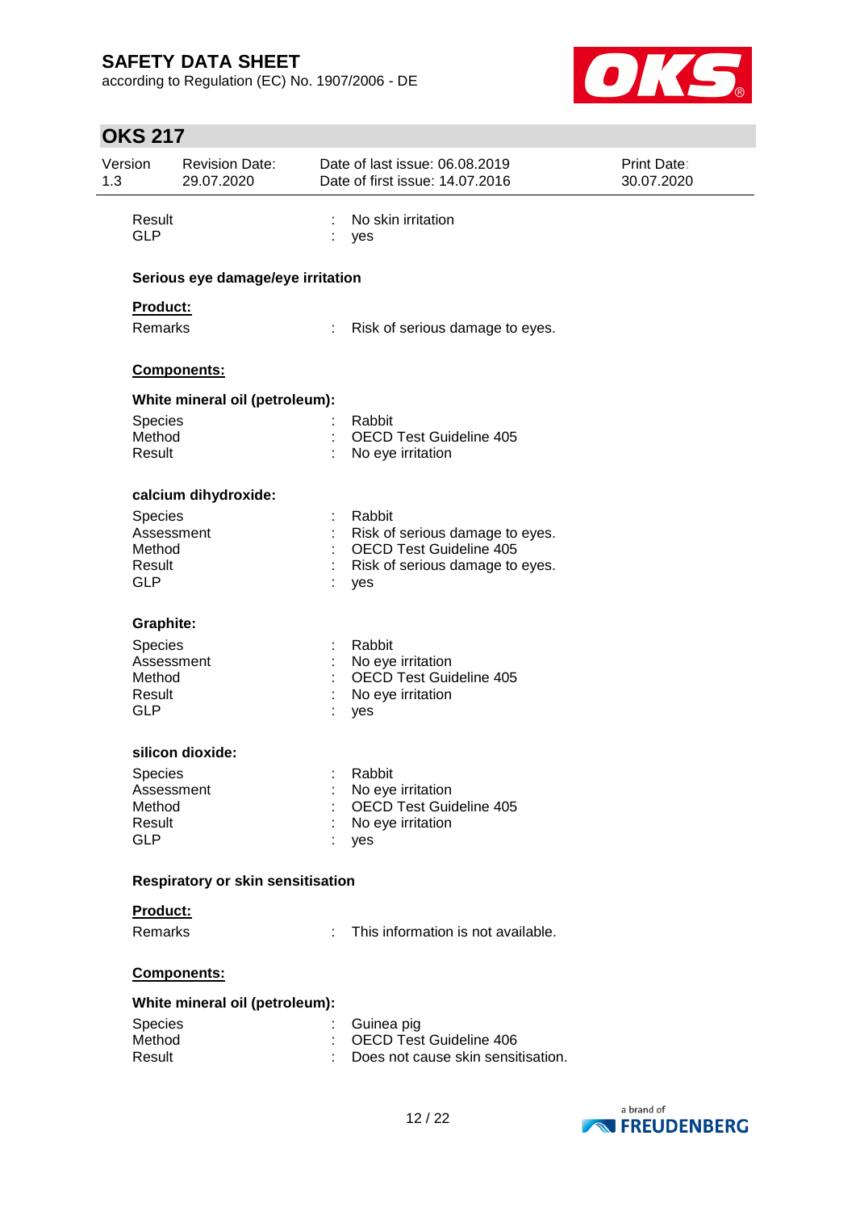| | | |
|---|---|---|
| Result | : | No skin irritation |
| GLP | : | yes |

**Serious eye damage/eye irritation**

**Product:**

| | | |
|---|---|---|
| Remarks | : | Risk of serious damage to eyes. |

**Components:**

**White mineral oil (petroleum):**

| | | |
|---|---|---|
| Species | : | Rabbit |
| Method | : | OECD Test Guideline 405 |
| Result | : | No eye irritation |

**calcium dihydroxide:**

| | | |
|---|---|---|
| Species | : | Rabbit |
| Assessment | : | Risk of serious damage to eyes. |
| Method | : | OECD Test Guideline 405 |
| Result | : | Risk of serious damage to eyes. |
| GLP | : | yes |

**Graphite:**

| | | |
|---|---|---|
| Species | : | Rabbit |
| Assessment | : | No eye irritation |
| Method | : | OECD Test Guideline 405 |
| Result | : | No eye irritation |
| GLP | : | yes |

**silicon dioxide:**

| | | |
|---|---|---|
| Species | : | Rabbit |
| Assessment | : | No eye irritation |
| Method | : | OECD Test Guideline 405 |
| Result | : | No eye irritation |
| GLP | : | yes |

**Respiratory or skin sensitisation**

**Product:**

| | | |
|---|---|---|
| Remarks | : | This information is not available. |

**Components:**

**White mineral oil (petroleum):**

| | | |
|---|---|---|
| Species | : | Guinea pig |
| Method | : | OECD Test Guideline 406 |
| Result | : | Does not cause skin sensitisation. |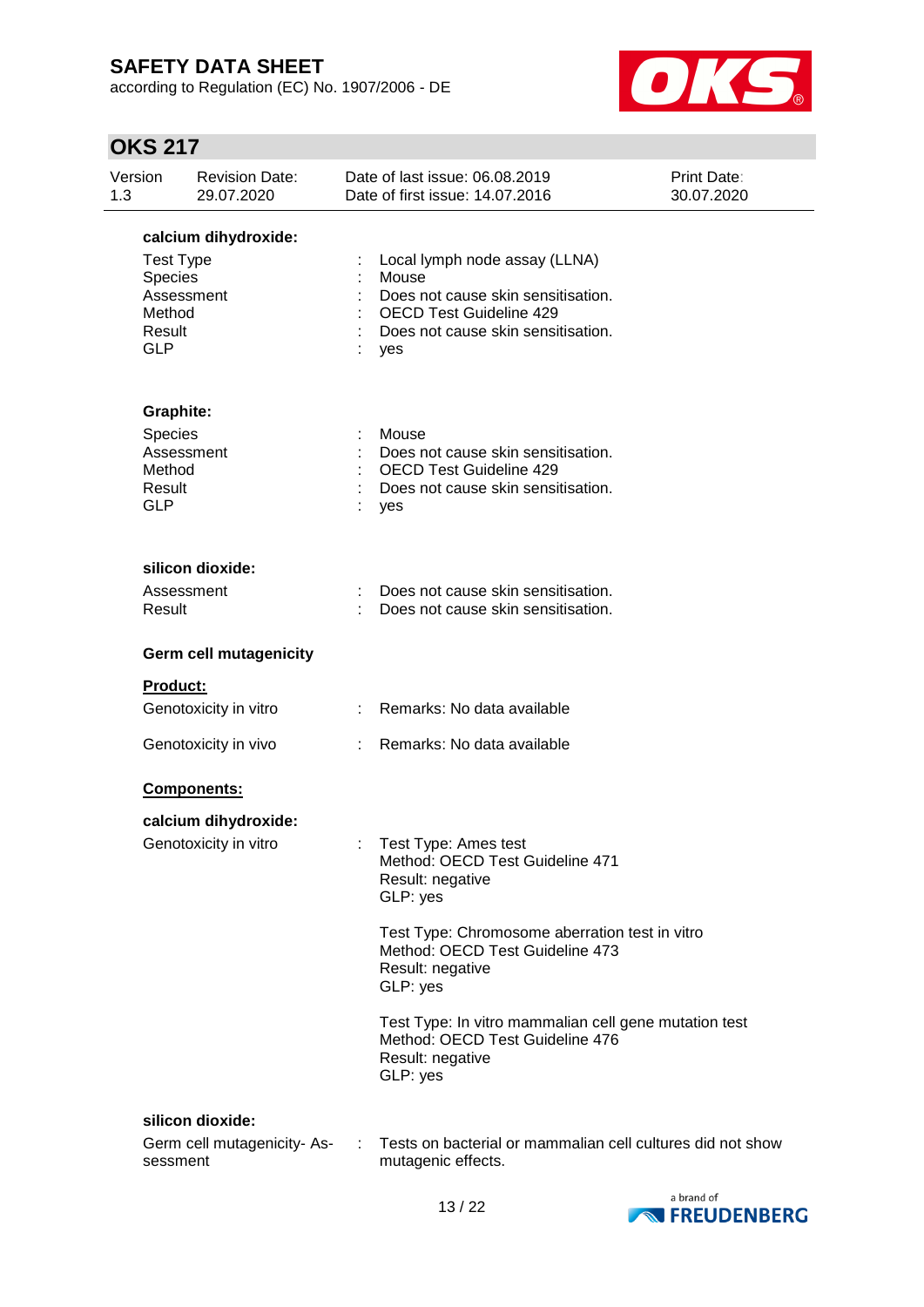**calcium dihydroxide:**

| | | |
|---|---|---|
| Test Type | : | Local lymph node assay (LLNA) |
| Species | : | Mouse |
| Assessment | : | Does not cause skin sensitisation. |
| Method | : | OECD Test Guideline 429 |
| Result | : | Does not cause skin sensitisation. |
| GLP | : | yes |

**Graphite:**

| | | |
|---|---|---|
| Species | : | Mouse |
| Assessment | : | Does not cause skin sensitisation. |
| Method | : | OECD Test Guideline 429 |
| Result | : | Does not cause skin sensitisation. |
| GLP | : | yes |

**silicon dioxide:**

| | | |
|---|---|---|
| Assessment | : | Does not cause skin sensitisation. |
| Result | : | Does not cause skin sensitisation. |

**Germ cell mutagenicity**

**Product:**

| | | |
|---|---|---|
| Genotoxicity in vitro | : | Remarks: No data available |
| Genotoxicity in vivo | : | Remarks: No data available |

**Components:**

**calcium dihydroxide:**

Genotoxicity in vitro :

Test Type: Ames test
Method: OECD Test Guideline 471
Result: negative
GLP: yes

Test Type: Chromosome aberration test in vitro
Method: OECD Test Guideline 473
Result: negative
GLP: yes

Test Type: In vitro mammalian cell gene mutation test
Method: OECD Test Guideline 476
Result: negative
GLP: yes

**silicon dioxide:**

| | | |
|---|---|---|
| Germ cell mutagenicity- Assessment | : | Tests on bacterial or mammalian cell cultures did not show mutagenic effects. |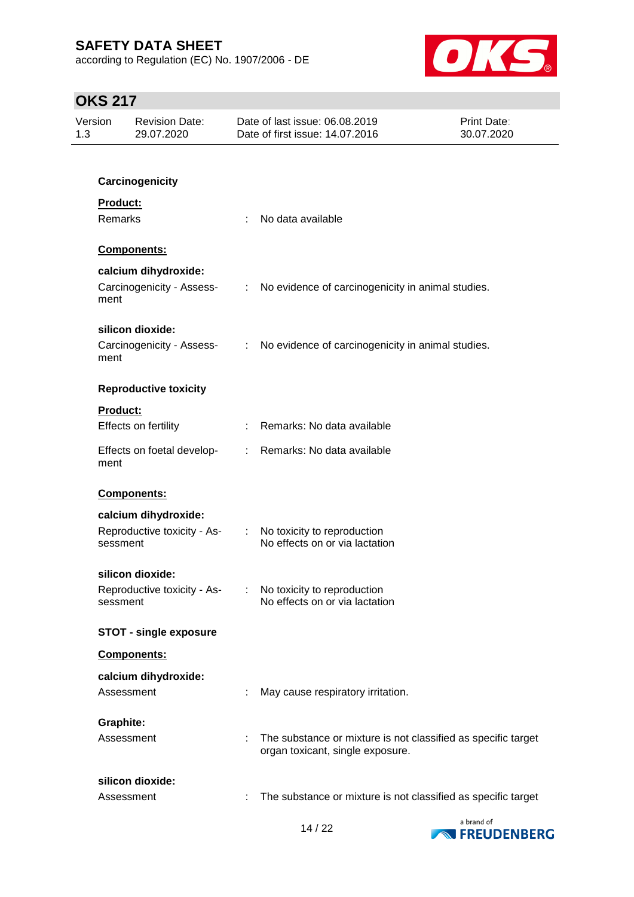**Carcinogenicity**

**Product:**

Remarks : No data available

**Components:**

**calcium dihydroxide:**

Carcinogenicity - Assessment : No evidence of carcinogenicity in animal studies.

**silicon dioxide:**

Carcinogenicity - Assessment : No evidence of carcinogenicity in animal studies.

**Reproductive toxicity**

**Product:**

Effects on fertility : Remarks: No data available

Effects on foetal development : Remarks: No data available

**Components:**

**calcium dihydroxide:**

Reproductive toxicity - Assessment : No toxicity to reproduction
No effects on or via lactation

**silicon dioxide:**

Reproductive toxicity - Assessment : No toxicity to reproduction
No effects on or via lactation

**STOT - single exposure**

**Components:**

**calcium dihydroxide:**

Assessment : May cause respiratory irritation.

**Graphite:**

Assessment : The substance or mixture is not classified as specific target organ toxicant, single exposure.

**silicon dioxide:**

Assessment : The substance or mixture is not classified as specific target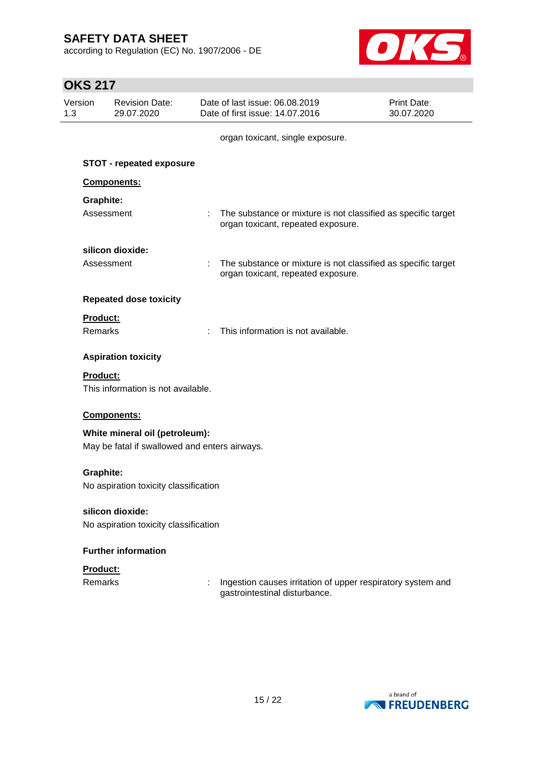organ toxicant, single exposure.

**STOT - repeated exposure**

**Components:**

**Graphite:**

Assessment : The substance or mixture is not classified as specific target organ toxicant, repeated exposure.

**silicon dioxide:**

Assessment : The substance or mixture is not classified as specific target organ toxicant, repeated exposure.

**Repeated dose toxicity**

**Product:**

Remarks : This information is not available.

**Aspiration toxicity**

**Product:**

This information is not available.

**Components:**

**White mineral oil (petroleum):**

May be fatal if swallowed and enters airways.

**Graphite:**

No aspiration toxicity classification

**silicon dioxide:**

No aspiration toxicity classification

**Further information**

**Product:**

Remarks : Ingestion causes irritation of upper respiratory system and gastrointestinal disturbance.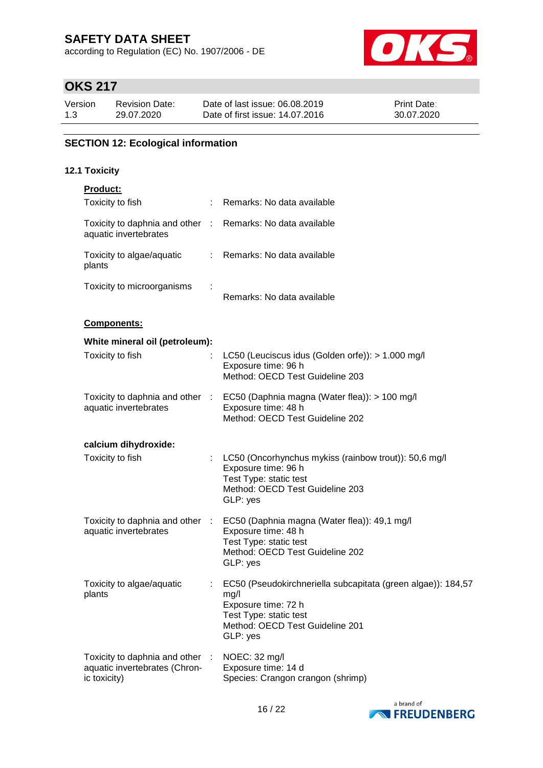## SECTION 12: Ecological information

### 12.1 Toxicity

**Product:**

| | | |
|---|---|---|
| Toxicity to fish | : | Remarks: No data available |
| Toxicity to daphnia and other aquatic invertebrates | : | Remarks: No data available |
| Toxicity to algae/aquatic plants | : | Remarks: No data available |
| Toxicity to microorganisms | : | Remarks: No data available |

**Components:**

**White mineral oil (petroleum):**

| | | |
|---|---|---|
| Toxicity to fish | : | LC50 (Leuciscus idus (Golden orfe)): > 1.000 mg/l<br>Exposure time: 96 h<br>Method: OECD Test Guideline 203 |
| Toxicity to daphnia and other aquatic invertebrates | : | EC50 (Daphnia magna (Water flea)): > 100 mg/l<br>Exposure time: 48 h<br>Method: OECD Test Guideline 202 |

**calcium dihydroxide:**

| | | |
|---|---|---|
| Toxicity to fish | : | LC50 (Oncorhynchus mykiss (rainbow trout)): 50,6 mg/l<br>Exposure time: 96 h<br>Test Type: static test<br>Method: OECD Test Guideline 203<br>GLP: yes |
| Toxicity to daphnia and other aquatic invertebrates | : | EC50 (Daphnia magna (Water flea)): 49,1 mg/l<br>Exposure time: 48 h<br>Test Type: static test<br>Method: OECD Test Guideline 202<br>GLP: yes |
| Toxicity to algae/aquatic plants | : | EC50 (Pseudokirchneriella subcapitata (green algae)): 184,57 mg/l<br>Exposure time: 72 h<br>Test Type: static test<br>Method: OECD Test Guideline 201<br>GLP: yes |
| Toxicity to daphnia and other aquatic invertebrates (Chronic toxicity) | : | NOEC: 32 mg/l<br>Exposure time: 14 d<br>Species: Crangon crangon (shrimp) |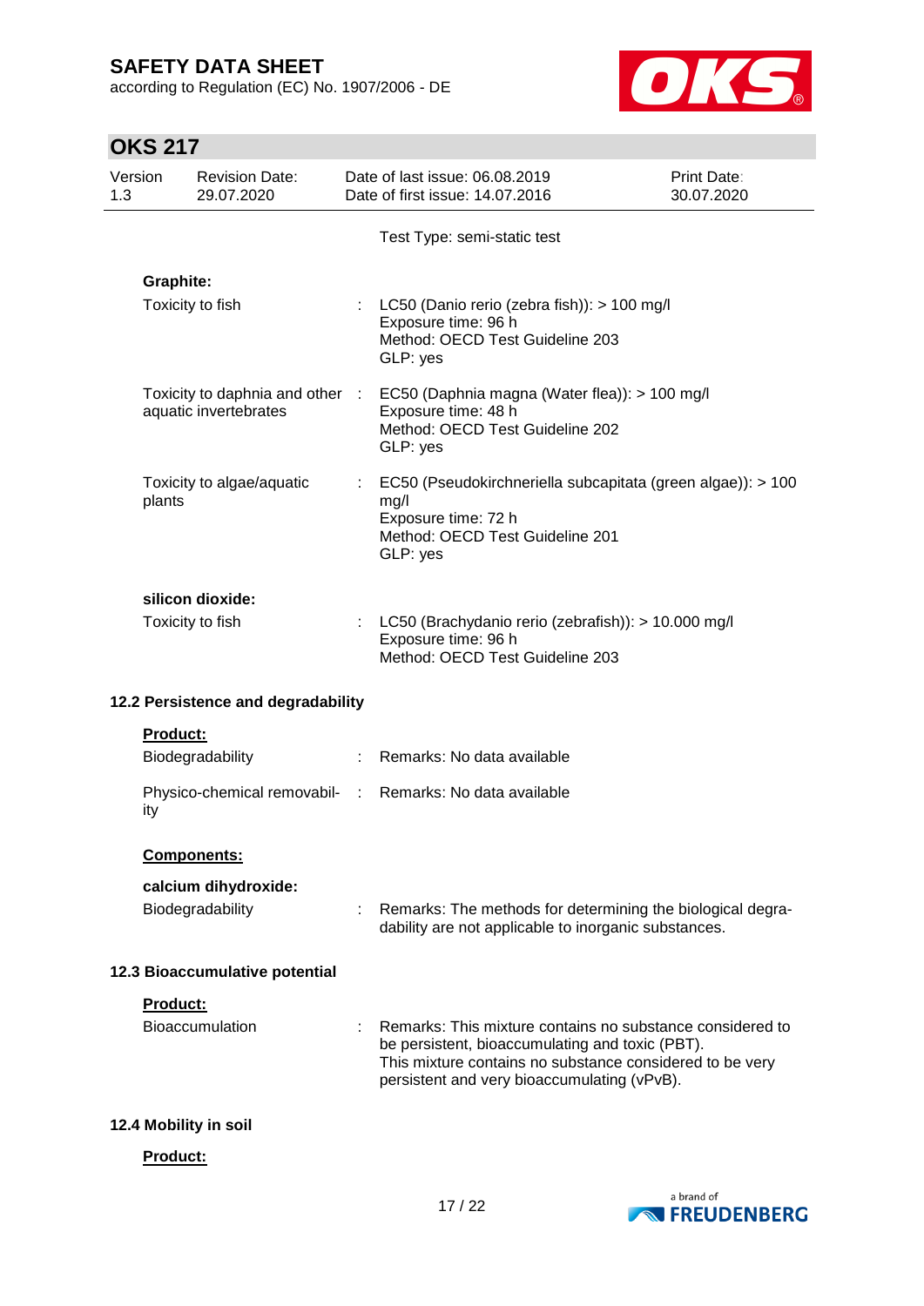Test Type: semi-static test

**Graphite:**

| | | |
|---|---|---|
| Toxicity to fish | : | LC50 (Danio rerio (zebra fish)): > 100 mg/l<br>Exposure time: 96 h<br>Method: OECD Test Guideline 203<br>GLP: yes |
| Toxicity to daphnia and other aquatic invertebrates | : | EC50 (Daphnia magna (Water flea)): > 100 mg/l<br>Exposure time: 48 h<br>Method: OECD Test Guideline 202<br>GLP: yes |
| Toxicity to algae/aquatic plants | : | EC50 (Pseudokirchneriella subcapitata (green algae)): > 100 mg/l<br>Exposure time: 72 h<br>Method: OECD Test Guideline 201<br>GLP: yes |

**silicon dioxide:**

| | | |
|---|---|---|
| Toxicity to fish | : | LC50 (Brachydanio rerio (zebrafish)): > 10.000 mg/l<br>Exposure time: 96 h<br>Method: OECD Test Guideline 203 |

### 12.2 Persistence and degradability

**Product:**

| | | |
|---|---|---|
| Biodegradability | : | Remarks: No data available |
| Physico-chemical removability | : | Remarks: No data available |

**Components:**

**calcium dihydroxide:**

| | | |
|---|---|---|
| Biodegradability | : | Remarks: The methods for determining the biological degradability are not applicable to inorganic substances. |

### 12.3 Bioaccumulative potential

**Product:**

| | | |
|---|---|---|
| Bioaccumulation | : | Remarks: This mixture contains no substance considered to be persistent, bioaccumulating and toxic (PBT).<br>This mixture contains no substance considered to be very persistent and very bioaccumulating (vPvB). |

### 12.4 Mobility in soil

**Product:**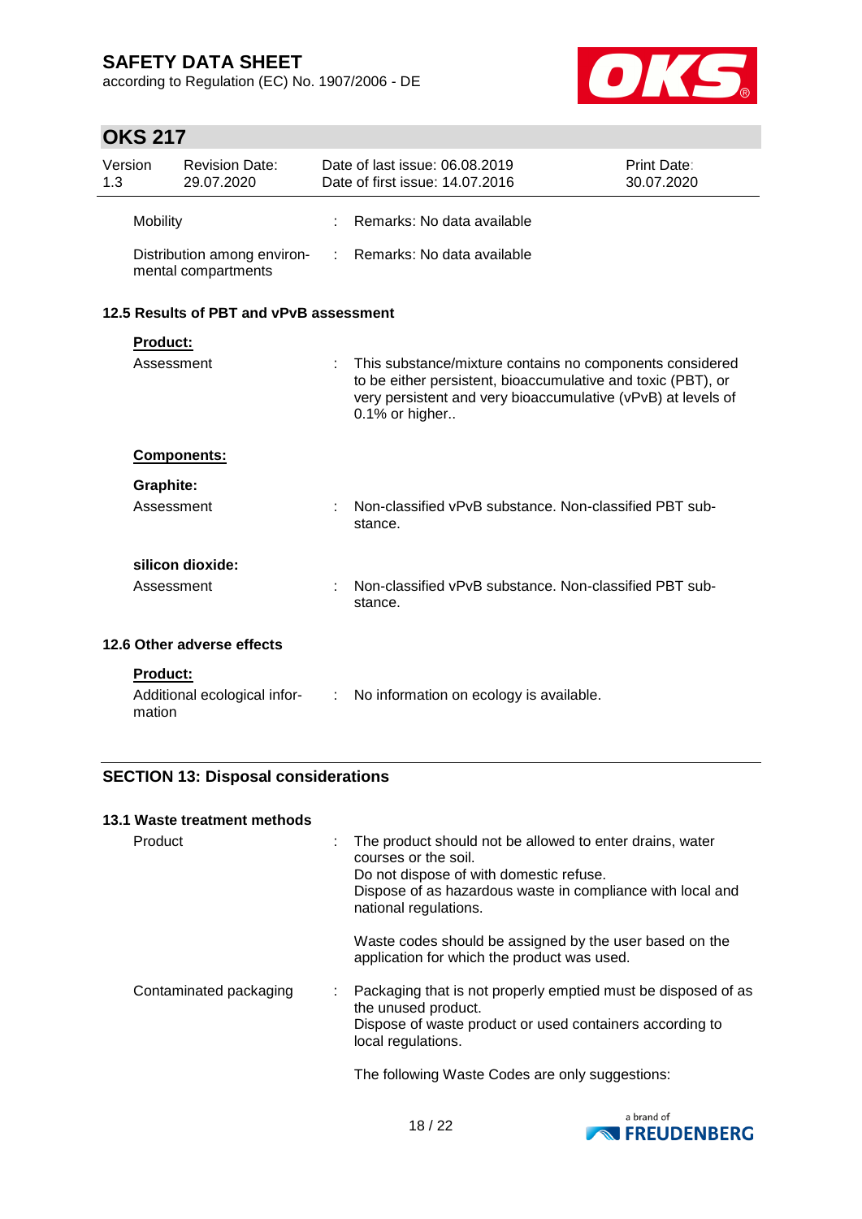| | | | |
|---|---|---|---|
| Mobility | : | Remarks: No data available |
| Distribution among environmental compartments | : | Remarks: No data available |

### 12.5 Results of PBT and vPvB assessment

**Product:**

| | | |
|---|---|---|
| Assessment | : | This substance/mixture contains no components considered to be either persistent, bioaccumulative and toxic (PBT), or very persistent and very bioaccumulative (vPvB) at levels of 0.1% or higher.. |

**Components:**

**Graphite:**

| | | |
|---|---|---|
| Assessment | : | Non-classified vPvB substance. Non-classified PBT substance. |

**silicon dioxide:**

| | | |
|---|---|---|
| Assessment | : | Non-classified vPvB substance. Non-classified PBT substance. |

### 12.6 Other adverse effects

**Product:**

| | | |
|---|---|---|
| Additional ecological information | : | No information on ecology is available. |

## SECTION 13: Disposal considerations

### 13.1 Waste treatment methods

| | | |
|---|---|---|
| Product | : | The product should not be allowed to enter drains, water courses or the soil.<br>Do not dispose of with domestic refuse.<br>Dispose of as hazardous waste in compliance with local and national regulations.<br><br>Waste codes should be assigned by the user based on the application for which the product was used. |
| Contaminated packaging | : | Packaging that is not properly emptied must be disposed of as the unused product.<br>Dispose of waste product or used containers according to local regulations.<br><br>The following Waste Codes are only suggestions: |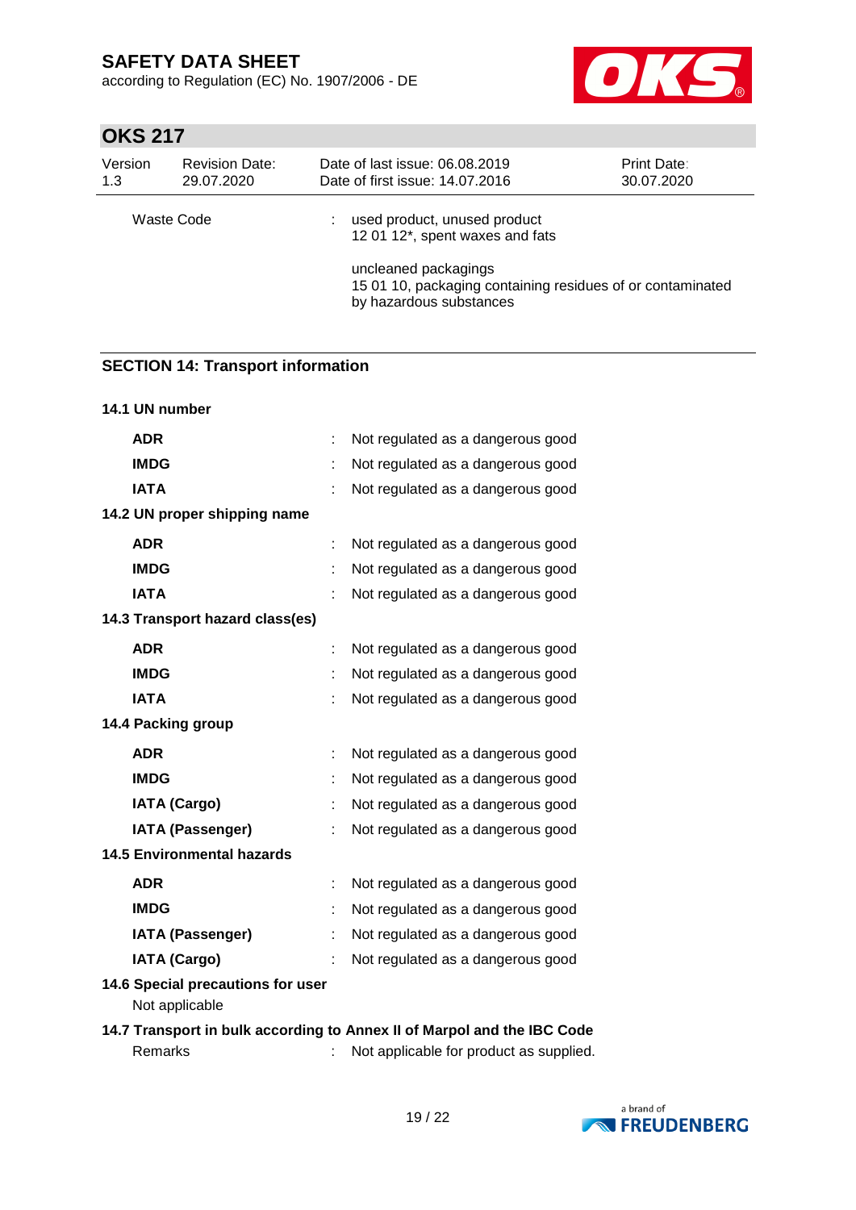| | | |
|---|---|---|
| Waste Code | : | used product, unused product<br>12 01 12*, spent waxes and fats<br><br>uncleaned packagings<br>15 01 10, packaging containing residues of or contaminated by hazardous substances |

## SECTION 14: Transport information

**14.1 UN number**

| | | |
|---|---|---|
| **ADR** | : | Not regulated as a dangerous good |
| **IMDG** | : | Not regulated as a dangerous good |
| **IATA** | : | Not regulated as a dangerous good |

**14.2 UN proper shipping name**

| | | |
|---|---|---|
| **ADR** | : | Not regulated as a dangerous good |
| **IMDG** | : | Not regulated as a dangerous good |
| **IATA** | : | Not regulated as a dangerous good |

**14.3 Transport hazard class(es)**

| | | |
|---|---|---|
| **ADR** | : | Not regulated as a dangerous good |
| **IMDG** | : | Not regulated as a dangerous good |
| **IATA** | : | Not regulated as a dangerous good |

**14.4 Packing group**

| | | |
|---|---|---|
| **ADR** | : | Not regulated as a dangerous good |
| **IMDG** | : | Not regulated as a dangerous good |
| **IATA (Cargo)** | : | Not regulated as a dangerous good |
| **IATA (Passenger)** | : | Not regulated as a dangerous good |

**14.5 Environmental hazards**

| | | |
|---|---|---|
| **ADR** | : | Not regulated as a dangerous good |
| **IMDG** | : | Not regulated as a dangerous good |
| **IATA (Passenger)** | : | Not regulated as a dangerous good |
| **IATA (Cargo)** | : | Not regulated as a dangerous good |

**14.6 Special precautions for user**

Not applicable

**14.7 Transport in bulk according to Annex II of Marpol and the IBC Code**

| | | |
|---|---|---|
| Remarks | : | Not applicable for product as supplied. |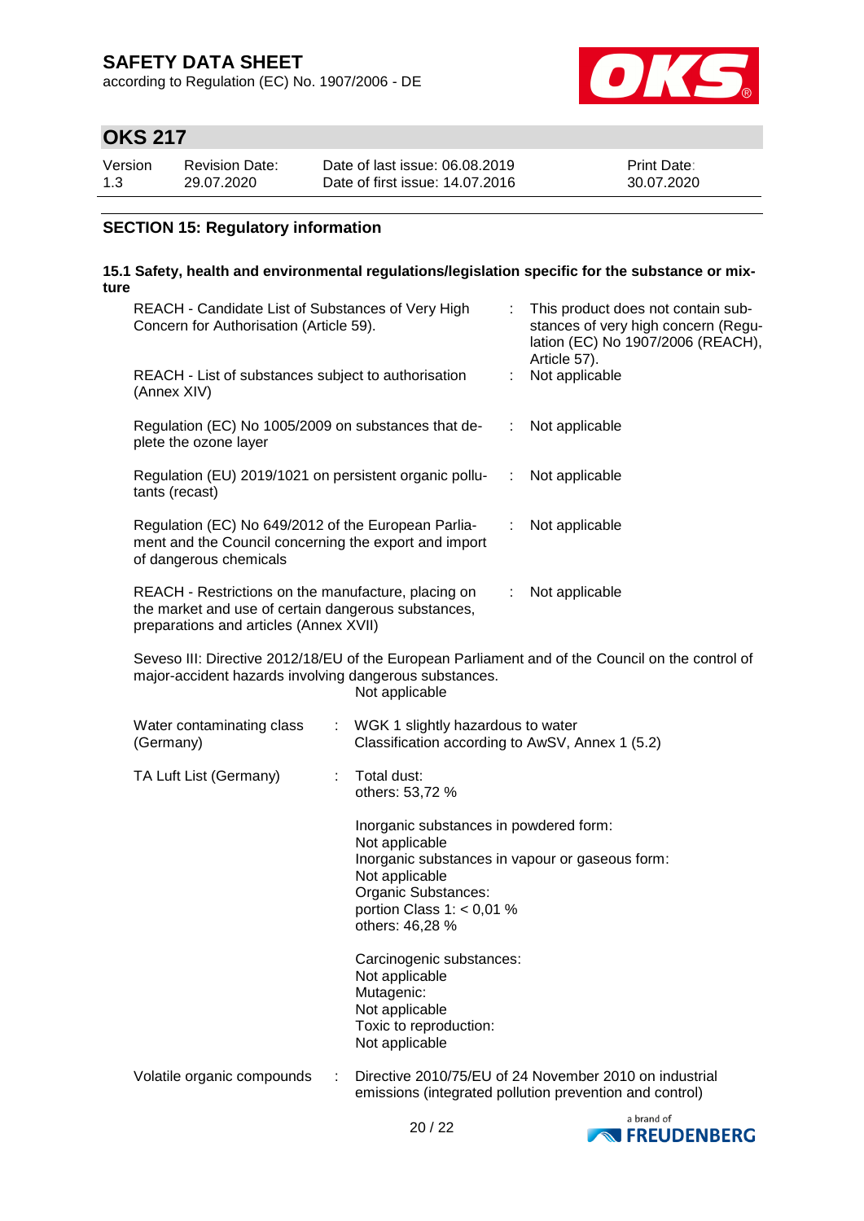## SECTION 15: Regulatory information

### 15.1 Safety, health and environmental regulations/legislation specific for the substance or mixture

| | | |
|---|---|---|
| REACH - Candidate List of Substances of Very High Concern for Authorisation (Article 59). | : | This product does not contain substances of very high concern (Regulation (EC) No 1907/2006 (REACH), Article 57). |
| REACH - List of substances subject to authorisation (Annex XIV) | : | Not applicable |
| Regulation (EC) No 1005/2009 on substances that deplete the ozone layer | : | Not applicable |
| Regulation (EU) 2019/1021 on persistent organic pollutants (recast) | : | Not applicable |
| Regulation (EC) No 649/2012 of the European Parliament and the Council concerning the export and import of dangerous chemicals | : | Not applicable |
| REACH - Restrictions on the manufacture, placing on the market and use of certain dangerous substances, preparations and articles (Annex XVII) | : | Not applicable |

Seveso III: Directive 2012/18/EU of the European Parliament and of the Council on the control of major-accident hazards involving dangerous substances.
Not applicable

| | | |
|---|---|---|
| Water contaminating class (Germany) | : | WGK 1 slightly hazardous to water<br>Classification according to AwSV, Annex 1 (5.2) |
| TA Luft List (Germany) | : | Total dust:<br>others: 53,72 %<br><br>Inorganic substances in powdered form:<br>Not applicable<br>Inorganic substances in vapour or gaseous form:<br>Not applicable<br>Organic Substances:<br>portion Class 1: < 0,01 %<br>others: 46,28 %<br><br>Carcinogenic substances:<br>Not applicable<br>Mutagenic:<br>Not applicable<br>Toxic to reproduction:<br>Not applicable |
| Volatile organic compounds | : | Directive 2010/75/EU of 24 November 2010 on industrial emissions (integrated pollution prevention and control) |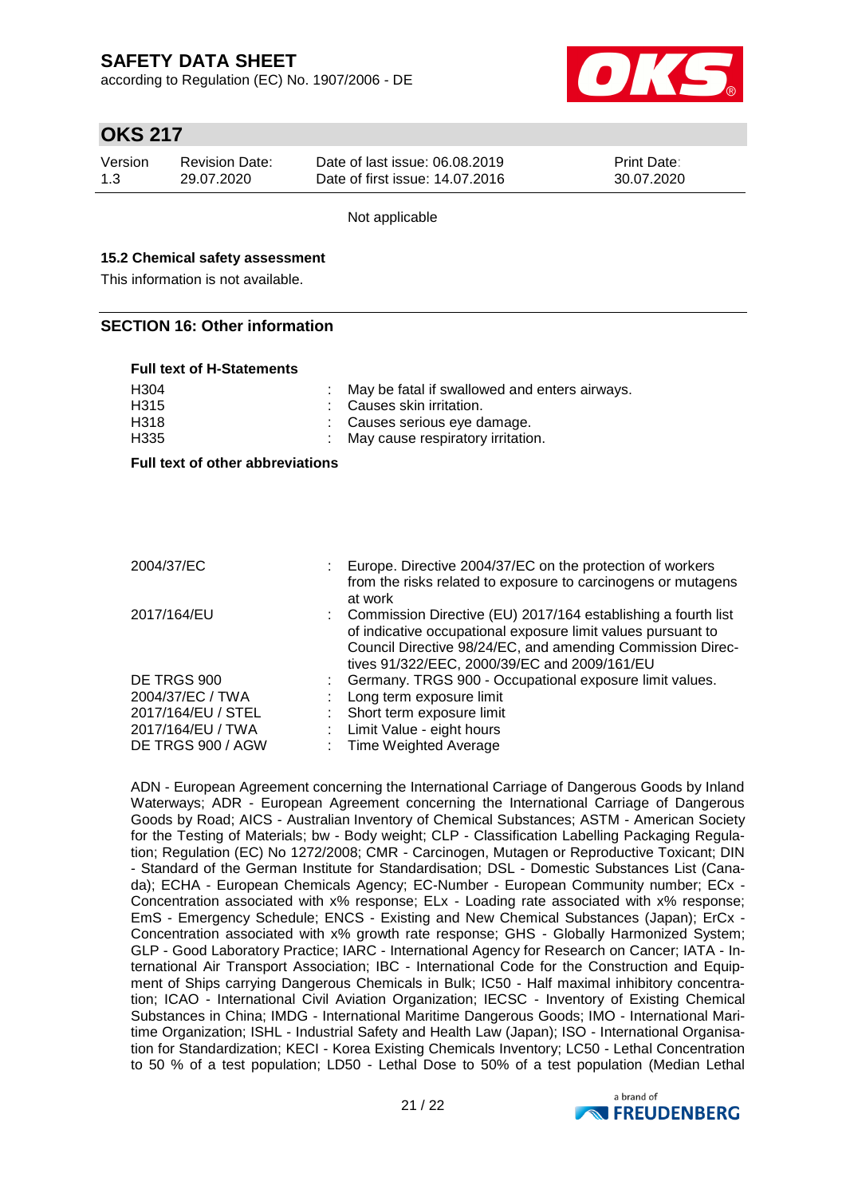Not applicable

**15.2 Chemical safety assessment**

This information is not available.

## SECTION 16: Other information

**Full text of H-Statements**

| | |
|---|---|
| H304 | : May be fatal if swallowed and enters airways. |
| H315 | : Causes skin irritation. |
| H318 | : Causes serious eye damage. |
| H335 | : May cause respiratory irritation. |

**Full text of other abbreviations**

| | |
|---|---|
| 2004/37/EC | : Europe. Directive 2004/37/EC on the protection of workers from the risks related to exposure to carcinogens or mutagens at work |
| 2017/164/EU | : Commission Directive (EU) 2017/164 establishing a fourth list of indicative occupational exposure limit values pursuant to Council Directive 98/24/EC, and amending Commission Directives 91/322/EEC, 2000/39/EC and 2009/161/EU |
| DE TRGS 900 | : Germany. TRGS 900 - Occupational exposure limit values. |
| 2004/37/EC / TWA | : Long term exposure limit |
| 2017/164/EU / STEL | : Short term exposure limit |
| 2017/164/EU / TWA | : Limit Value - eight hours |
| DE TRGS 900 / AGW | : Time Weighted Average |

ADN - European Agreement concerning the International Carriage of Dangerous Goods by Inland Waterways; ADR - European Agreement concerning the International Carriage of Dangerous Goods by Road; AICS - Australian Inventory of Chemical Substances; ASTM - American Society for the Testing of Materials; bw - Body weight; CLP - Classification Labelling Packaging Regulation; Regulation (EC) No 1272/2008; CMR - Carcinogen, Mutagen or Reproductive Toxicant; DIN - Standard of the German Institute for Standardisation; DSL - Domestic Substances List (Canada); ECHA - European Chemicals Agency; EC-Number - European Community number; ECx - Concentration associated with x% response; ELx - Loading rate associated with x% response; EmS - Emergency Schedule; ENCS - Existing and New Chemical Substances (Japan); ErCx - Concentration associated with x% growth rate response; GHS - Globally Harmonized System; GLP - Good Laboratory Practice; IARC - International Agency for Research on Cancer; IATA - International Air Transport Association; IBC - International Code for the Construction and Equipment of Ships carrying Dangerous Chemicals in Bulk; IC50 - Half maximal inhibitory concentration; ICAO - International Civil Aviation Organization; IECSC - Inventory of Existing Chemical Substances in China; IMDG - International Maritime Dangerous Goods; IMO - International Maritime Organization; ISHL - Industrial Safety and Health Law (Japan); ISO - International Organisation for Standardization; KECI - Korea Existing Chemicals Inventory; LC50 - Lethal Concentration to 50 % of a test population; LD50 - Lethal Dose to 50% of a test population (Median Lethal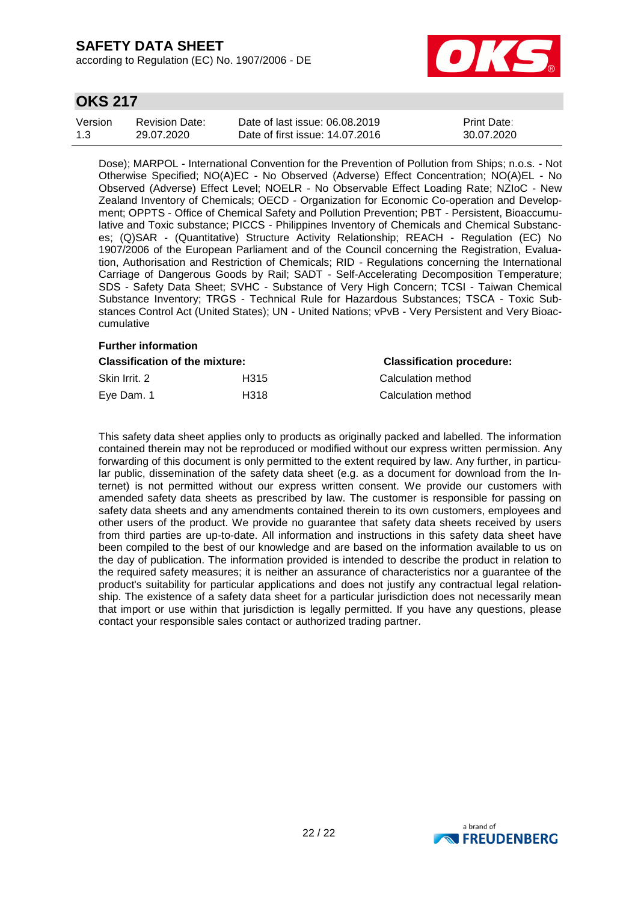Dose); MARPOL - International Convention for the Prevention of Pollution from Ships; n.o.s. - Not Otherwise Specified; NO(A)EC - No Observed (Adverse) Effect Concentration; NO(A)EL - No Observed (Adverse) Effect Level; NOELR - No Observable Effect Loading Rate; NZIoC - New Zealand Inventory of Chemicals; OECD - Organization for Economic Co-operation and Development; OPPTS - Office of Chemical Safety and Pollution Prevention; PBT - Persistent, Bioaccumulative and Toxic substance; PICCS - Philippines Inventory of Chemicals and Chemical Substances; (Q)SAR - (Quantitative) Structure Activity Relationship; REACH - Regulation (EC) No 1907/2006 of the European Parliament and of the Council concerning the Registration, Evaluation, Authorisation and Restriction of Chemicals; RID - Regulations concerning the International Carriage of Dangerous Goods by Rail; SADT - Self-Accelerating Decomposition Temperature; SDS - Safety Data Sheet; SVHC - Substance of Very High Concern; TCSI - Taiwan Chemical Substance Inventory; TRGS - Technical Rule for Hazardous Substances; TSCA - Toxic Substances Control Act (United States); UN - United Nations; vPvB - Very Persistent and Very Bioaccumulative

**Further information**

| **Classification of the mixture:** | | **Classification procedure:** |
|---|---|---|
| Skin Irrit. 2 | H315 | Calculation method |
| Eye Dam. 1 | H318 | Calculation method |

This safety data sheet applies only to products as originally packed and labelled. The information contained therein may not be reproduced or modified without our express written permission. Any forwarding of this document is only permitted to the extent required by law. Any further, in particular public, dissemination of the safety data sheet (e.g. as a document for download from the Internet) is not permitted without our express written consent. We provide our customers with amended safety data sheets as prescribed by law. The customer is responsible for passing on safety data sheets and any amendments contained therein to its own customers, employees and other users of the product. We provide no guarantee that safety data sheets received by users from third parties are up-to-date. All information and instructions in this safety data sheet have been compiled to the best of our knowledge and are based on the information available to us on the day of publication. The information provided is intended to describe the product in relation to the required safety measures; it is neither an assurance of characteristics nor a guarantee of the product's suitability for particular applications and does not justify any contractual legal relationship. The existence of a safety data sheet for a particular jurisdiction does not necessarily mean that import or use within that jurisdiction is legally permitted. If you have any questions, please contact your responsible sales contact or authorized trading partner.